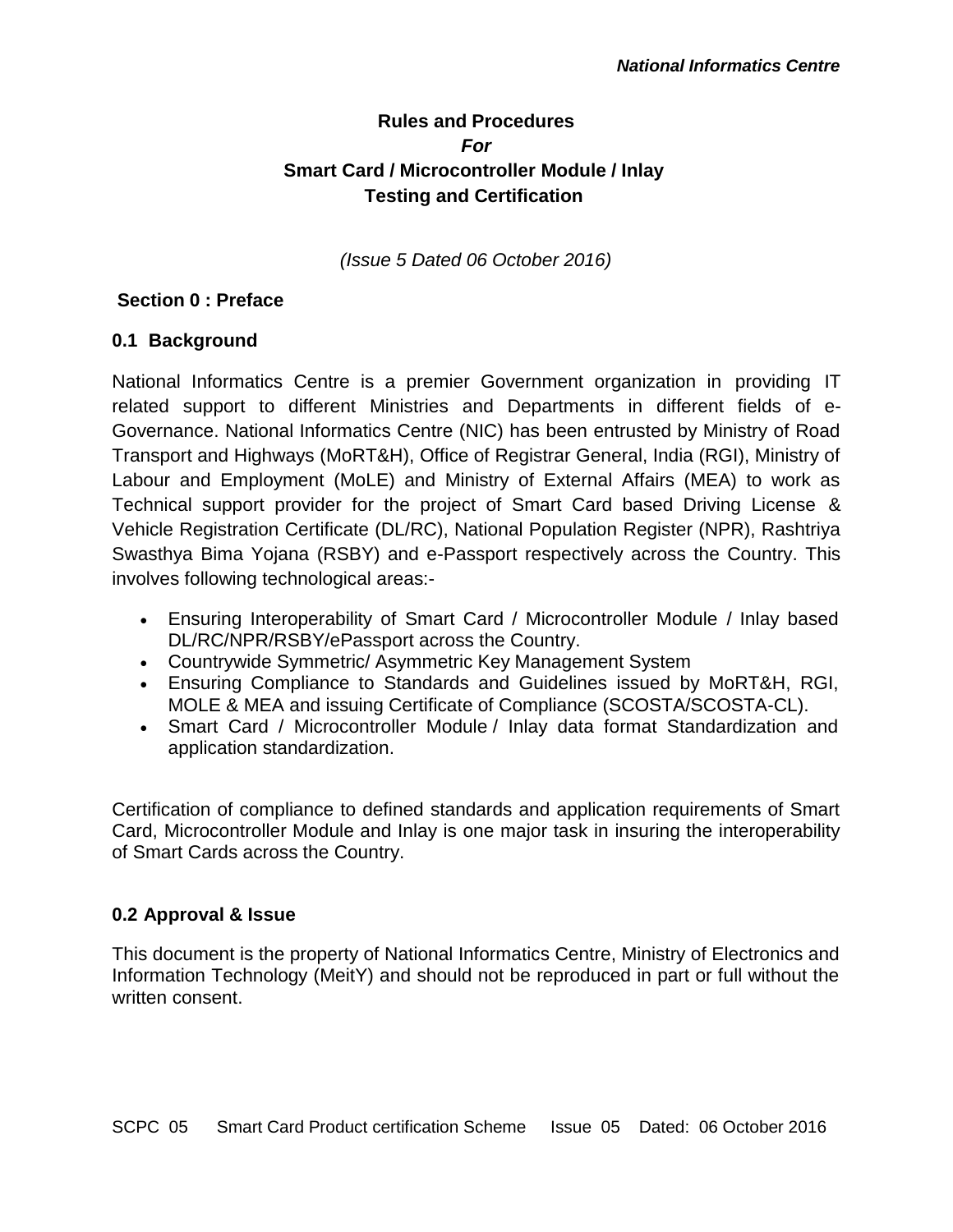# Rules and Procedures
## *For*
## Smart Card / Microcontroller Module / Inlay Testing and Certification

*(Issue 5 Dated 06 October 2016)*

## Section 0 : Preface

### 0.1 Background

National Informatics Centre is a premier Government organization in providing IT related support to different Ministries and Departments in different fields of e-Governance. National Informatics Centre (NIC) has been entrusted by Ministry of Road Transport and Highways (MoRT&H), Office of Registrar General, India (RGI), Ministry of Labour and Employment (MoLE) and Ministry of External Affairs (MEA) to work as Technical support provider for the project of Smart Card based Driving License & Vehicle Registration Certificate (DL/RC), National Population Register (NPR), Rashtriya Swasthya Bima Yojana (RSBY) and e-Passport respectively across the Country. This involves following technological areas:-

- Ensuring Interoperability of Smart Card / Microcontroller Module / Inlay based DL/RC/NPR/RSBY/ePassport across the Country.
- Countrywide Symmetric/ Asymmetric Key Management System
- Ensuring Compliance to Standards and Guidelines issued by MoRT&H, RGI, MOLE & MEA and issuing Certificate of Compliance (SCOSTA/SCOSTA-CL).
- Smart Card / Microcontroller Module / Inlay data format Standardization and application standardization.

Certification of compliance to defined standards and application requirements of Smart Card, Microcontroller Module and Inlay is one major task in insuring the interoperability of Smart Cards across the Country.

### 0.2 Approval & Issue

This document is the property of National Informatics Centre, Ministry of Electronics and Information Technology (MeitY) and should not be reproduced in part or full without the written consent.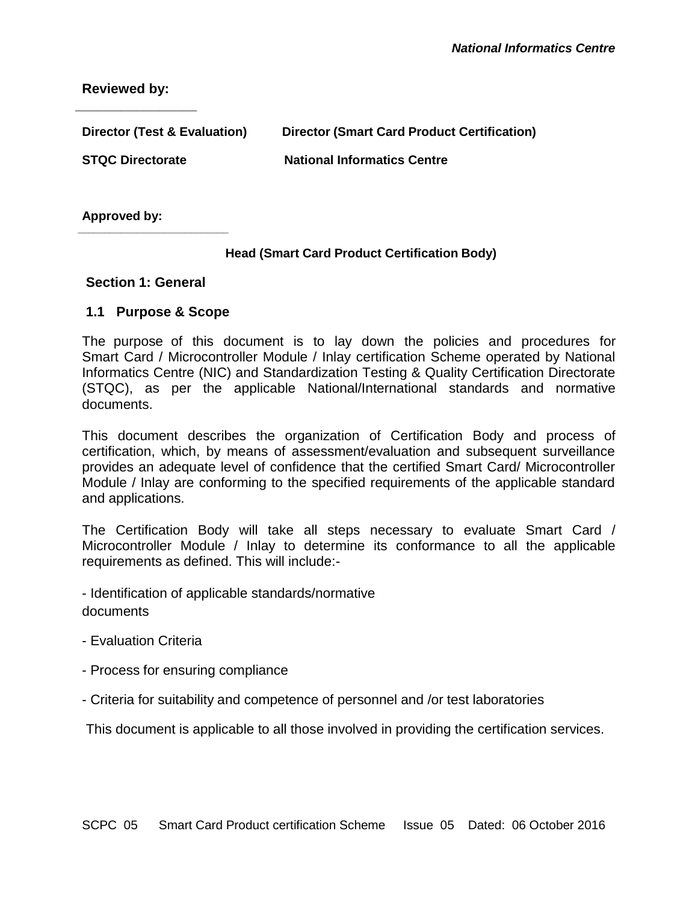**Reviewed by:**

\_\_\_\_\_\_\_\_\_\_\_\_\_\_\_\_\_\_

| **Director (Test & Evaluation)** | **Director (Smart Card Product Certification)** |
|---|---|
| **STQC Directorate** | **National Informatics Centre** |

**Approved by:**

\_\_\_\_\_\_\_\_\_\_\_\_\_\_\_\_\_\_\_\_\_\_\_\_

**Head (Smart Card Product Certification Body)**

## Section 1: General

### 1.1 Purpose & Scope

The purpose of this document is to lay down the policies and procedures for Smart Card / Microcontroller Module / Inlay certification Scheme operated by National Informatics Centre (NIC) and Standardization Testing & Quality Certification Directorate (STQC), as per the applicable National/International standards and normative documents.

This document describes the organization of Certification Body and process of certification, which, by means of assessment/evaluation and subsequent surveillance provides an adequate level of confidence that the certified Smart Card/ Microcontroller Module / Inlay are conforming to the specified requirements of the applicable standard and applications.

The Certification Body will take all steps necessary to evaluate Smart Card / Microcontroller Module / Inlay to determine its conformance to all the applicable requirements as defined. This will include:-

- Identification of applicable standards/normative documents
- Evaluation Criteria
- Process for ensuring compliance
- Criteria for suitability and competence of personnel and /or test laboratories

This document is applicable to all those involved in providing the certification services.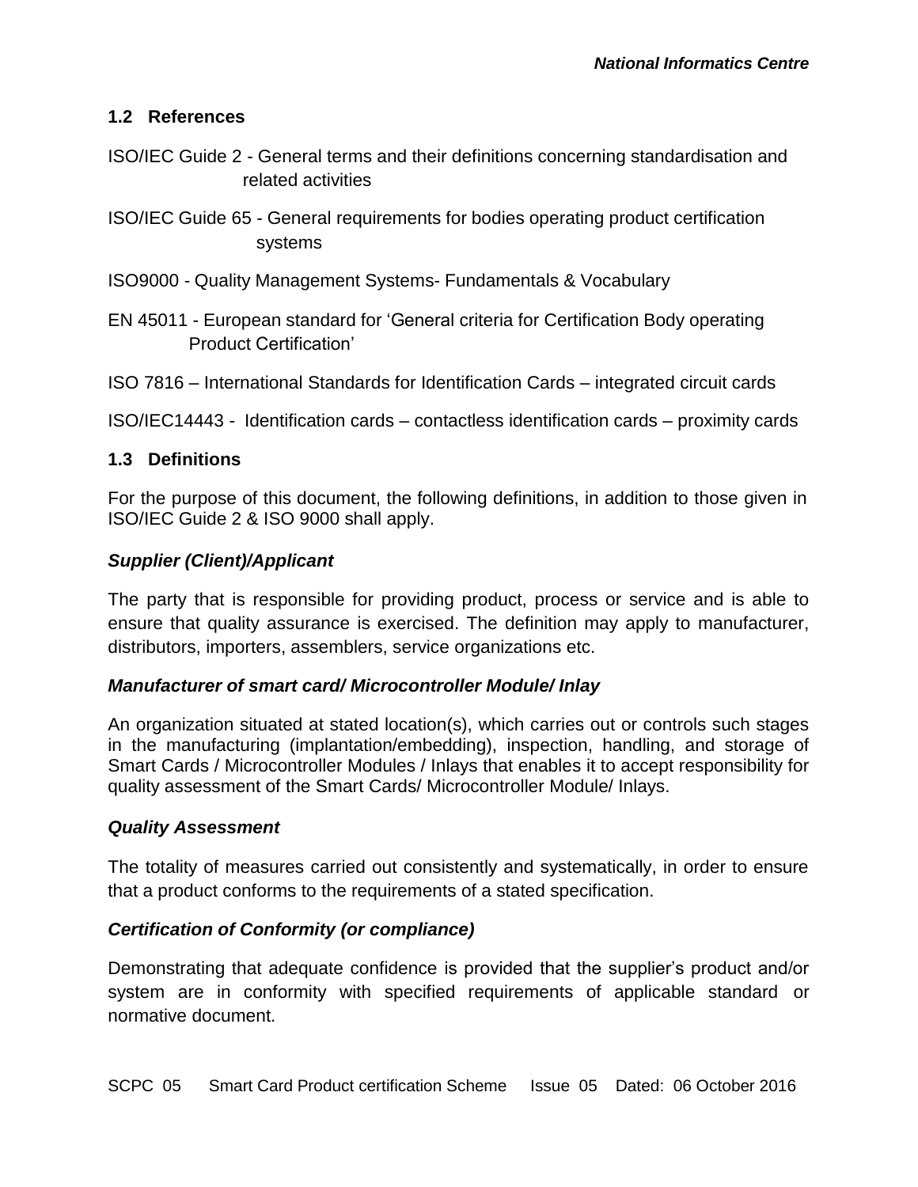### 1.2 References

ISO/IEC Guide 2 - General terms and their definitions concerning standardisation and related activities

ISO/IEC Guide 65 - General requirements for bodies operating product certification systems

ISO9000 - Quality Management Systems- Fundamentals & Vocabulary

EN 45011 - European standard for 'General criteria for Certification Body operating Product Certification'

ISO 7816 – International Standards for Identification Cards – integrated circuit cards

ISO/IEC14443 - Identification cards – contactless identification cards – proximity cards

### 1.3 Definitions

For the purpose of this document, the following definitions, in addition to those given in ISO/IEC Guide 2 & ISO 9000 shall apply.

***Supplier (Client)/Applicant***

The party that is responsible for providing product, process or service and is able to ensure that quality assurance is exercised. The definition may apply to manufacturer, distributors, importers, assemblers, service organizations etc.

***Manufacturer of smart card/ Microcontroller Module/ Inlay***

An organization situated at stated location(s), which carries out or controls such stages in the manufacturing (implantation/embedding), inspection, handling, and storage of Smart Cards / Microcontroller Modules / Inlays that enables it to accept responsibility for quality assessment of the Smart Cards/ Microcontroller Module/ Inlays.

***Quality Assessment***

The totality of measures carried out consistently and systematically, in order to ensure that a product conforms to the requirements of a stated specification.

***Certification of Conformity (or compliance)***

Demonstrating that adequate confidence is provided that the supplier's product and/or system are in conformity with specified requirements of applicable standard or normative document.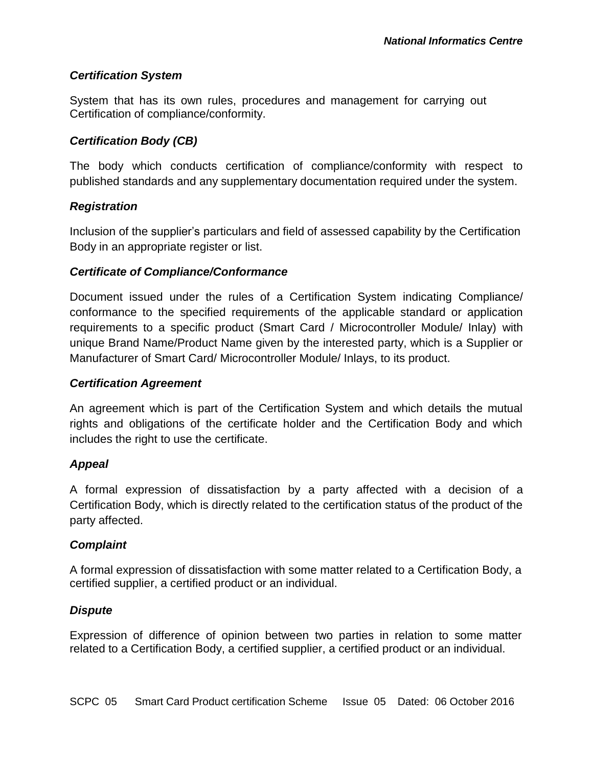***Certification System***

System that has its own rules, procedures and management for carrying out Certification of compliance/conformity.

***Certification Body (CB)***

The body which conducts certification of compliance/conformity with respect to published standards and any supplementary documentation required under the system.

***Registration***

Inclusion of the supplier's particulars and field of assessed capability by the Certification Body in an appropriate register or list.

***Certificate of Compliance/Conformance***

Document issued under the rules of a Certification System indicating Compliance/ conformance to the specified requirements of the applicable standard or application requirements to a specific product (Smart Card / Microcontroller Module/ Inlay) with unique Brand Name/Product Name given by the interested party, which is a Supplier or Manufacturer of Smart Card/ Microcontroller Module/ Inlays, to its product.

***Certification Agreement***

An agreement which is part of the Certification System and which details the mutual rights and obligations of the certificate holder and the Certification Body and which includes the right to use the certificate.

***Appeal***

A formal expression of dissatisfaction by a party affected with a decision of a Certification Body, which is directly related to the certification status of the product of the party affected.

***Complaint***

A formal expression of dissatisfaction with some matter related to a Certification Body, a certified supplier, a certified product or an individual.

***Dispute***

Expression of difference of opinion between two parties in relation to some matter related to a Certification Body, a certified supplier, a certified product or an individual.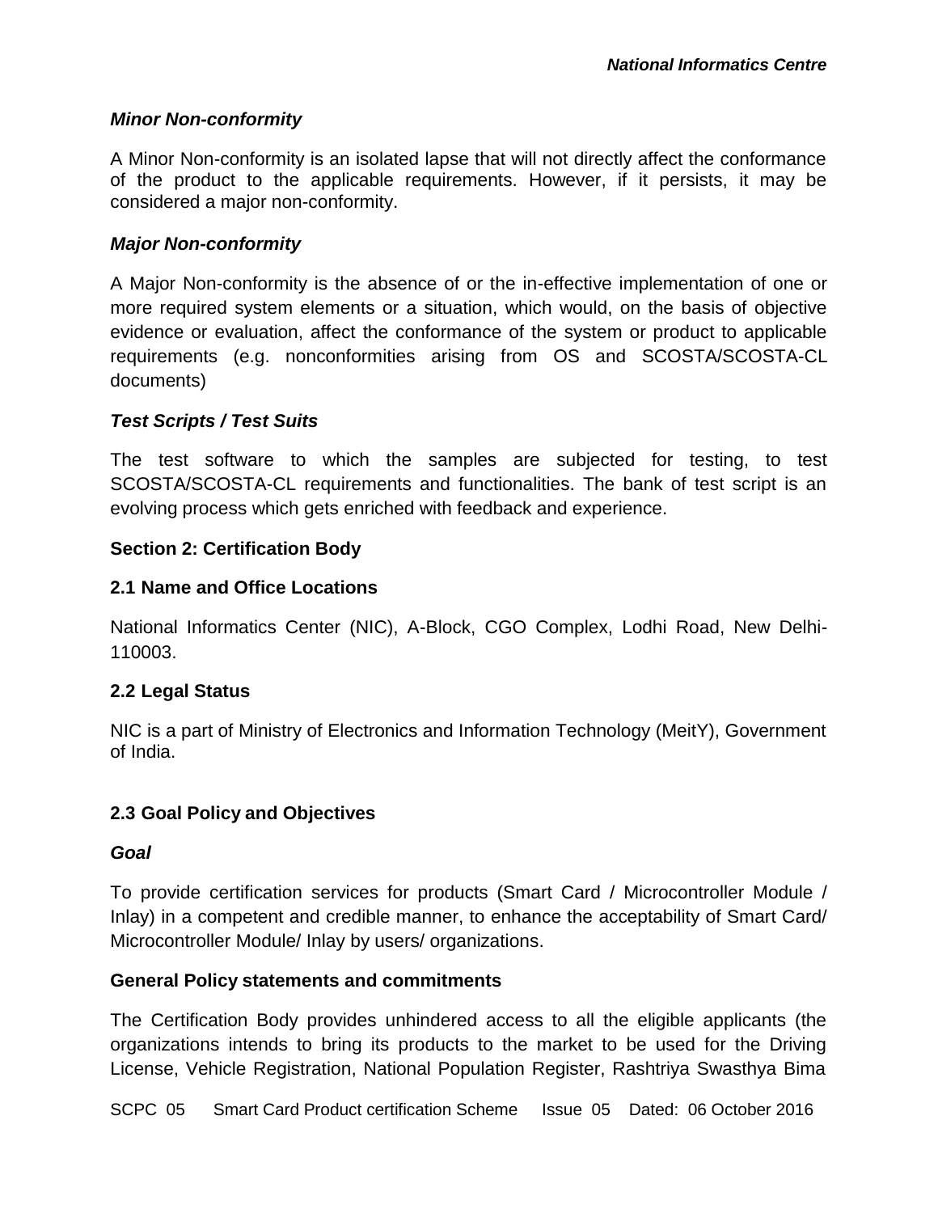### *Minor Non-conformity*

A Minor Non-conformity is an isolated lapse that will not directly affect the conformance of the product to the applicable requirements. However, if it persists, it may be considered a major non-conformity.

### *Major Non-conformity*

A Major Non-conformity is the absence of or the in-effective implementation of one or more required system elements or a situation, which would, on the basis of objective evidence or evaluation, affect the conformance of the system or product to applicable requirements (e.g. nonconformities arising from OS and SCOSTA/SCOSTA-CL documents)

### *Test Scripts / Test Suits*

The test software to which the samples are subjected for testing, to test SCOSTA/SCOSTA-CL requirements and functionalities. The bank of test script is an evolving process which gets enriched with feedback and experience.

## Section 2: Certification Body

### 2.1 Name and Office Locations

National Informatics Center (NIC), A-Block, CGO Complex, Lodhi Road, New Delhi-110003.

### 2.2 Legal Status

NIC is a part of Ministry of Electronics and Information Technology (MeitY), Government of India.

### 2.3 Goal Policy and Objectives

#### *Goal*

To provide certification services for products (Smart Card / Microcontroller Module / Inlay) in a competent and credible manner, to enhance the acceptability of Smart Card/ Microcontroller Module/ Inlay by users/ organizations.

#### General Policy statements and commitments

The Certification Body provides unhindered access to all the eligible applicants (the organizations intends to bring its products to the market to be used for the Driving License, Vehicle Registration, National Population Register, Rashtriya Swasthya Bima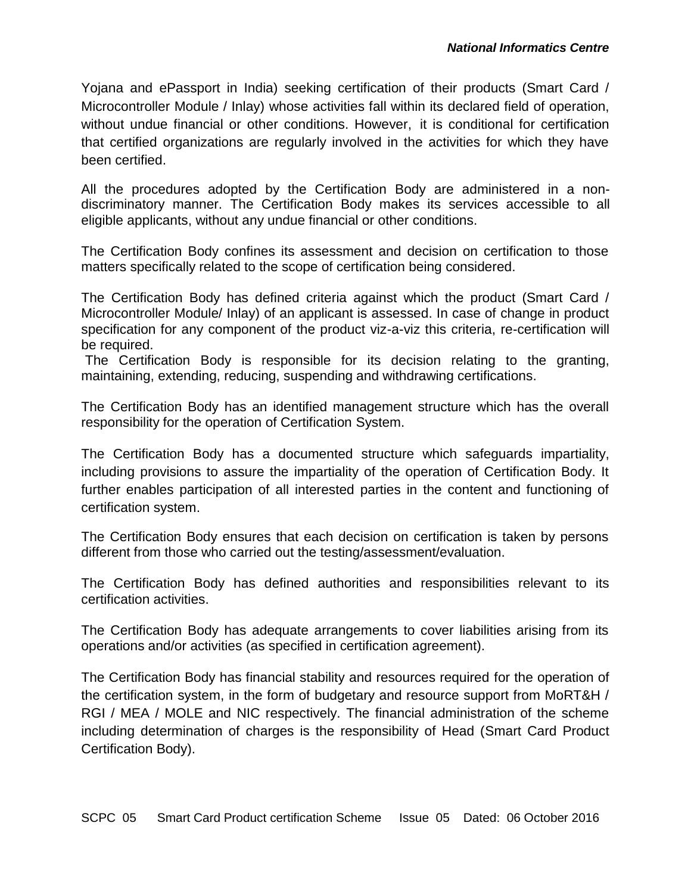Yojana and ePassport in India) seeking certification of their products (Smart Card / Microcontroller Module / Inlay) whose activities fall within its declared field of operation, without undue financial or other conditions. However, it is conditional for certification that certified organizations are regularly involved in the activities for which they have been certified.

All the procedures adopted by the Certification Body are administered in a non-discriminatory manner. The Certification Body makes its services accessible to all eligible applicants, without any undue financial or other conditions.

The Certification Body confines its assessment and decision on certification to those matters specifically related to the scope of certification being considered.

The Certification Body has defined criteria against which the product (Smart Card / Microcontroller Module/ Inlay) of an applicant is assessed. In case of change in product specification for any component of the product viz-a-viz this criteria, re-certification will be required.

The Certification Body is responsible for its decision relating to the granting, maintaining, extending, reducing, suspending and withdrawing certifications.

The Certification Body has an identified management structure which has the overall responsibility for the operation of Certification System.

The Certification Body has a documented structure which safeguards impartiality, including provisions to assure the impartiality of the operation of Certification Body. It further enables participation of all interested parties in the content and functioning of certification system.

The Certification Body ensures that each decision on certification is taken by persons different from those who carried out the testing/assessment/evaluation.

The Certification Body has defined authorities and responsibilities relevant to its certification activities.

The Certification Body has adequate arrangements to cover liabilities arising from its operations and/or activities (as specified in certification agreement).

The Certification Body has financial stability and resources required for the operation of the certification system, in the form of budgetary and resource support from MoRT&H / RGI / MEA / MOLE and NIC respectively. The financial administration of the scheme including determination of charges is the responsibility of Head (Smart Card Product Certification Body).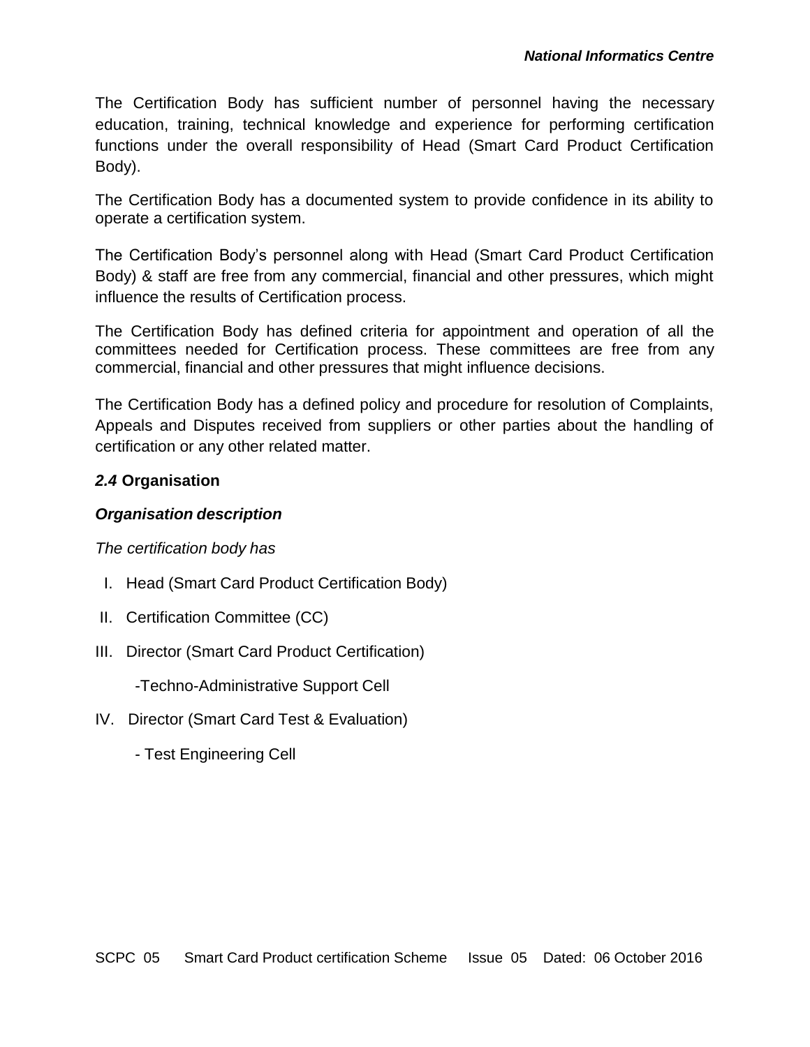The Certification Body has sufficient number of personnel having the necessary education, training, technical knowledge and experience for performing certification functions under the overall responsibility of Head (Smart Card Product Certification Body).

The Certification Body has a documented system to provide confidence in its ability to operate a certification system.

The Certification Body's personnel along with Head (Smart Card Product Certification Body) & staff are free from any commercial, financial and other pressures, which might influence the results of Certification process.

The Certification Body has defined criteria for appointment and operation of all the committees needed for Certification process. These committees are free from any commercial, financial and other pressures that might influence decisions.

The Certification Body has a defined policy and procedure for resolution of Complaints, Appeals and Disputes received from suppliers or other parties about the handling of certification or any other related matter.

### *2.4* Organisation

***Organisation description***

*The certification body has*

I. Head (Smart Card Product Certification Body)

II. Certification Committee (CC)

III. Director (Smart Card Product Certification)

   -Techno-Administrative Support Cell

IV. Director (Smart Card Test & Evaluation)

   - Test Engineering Cell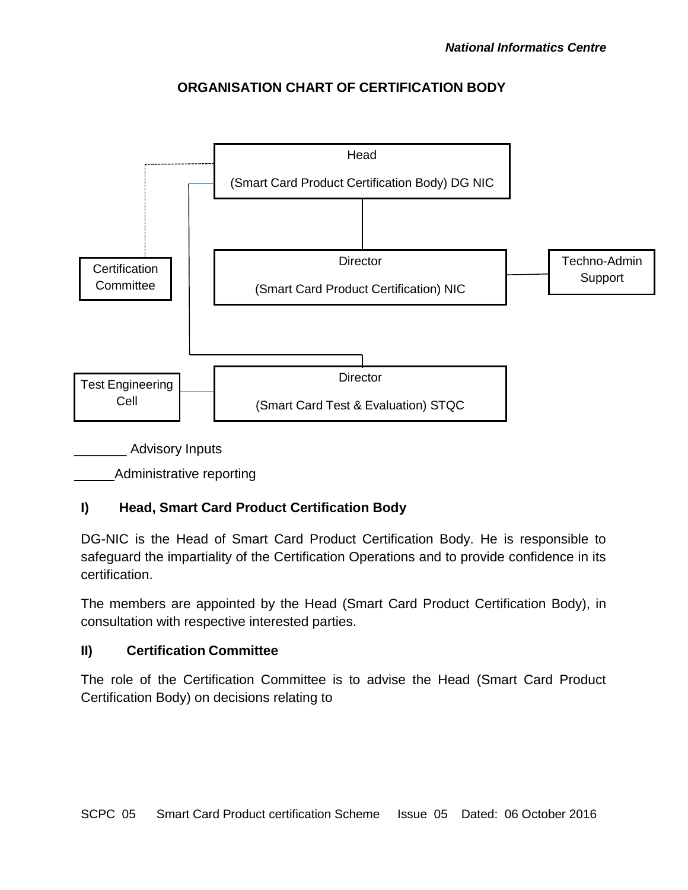# ORGANISATION CHART OF CERTIFICATION BODY

Head

(Smart Card Product Certification Body) DG NIC

Certification Committee

Director

(Smart Card Product Certification) NIC

Techno-Admin Support

Test Engineering Cell

Director

(Smart Card Test & Evaluation) STQC

_______ Advisory Inputs

_____Administrative reporting

## I) Head, Smart Card Product Certification Body

DG-NIC is the Head of Smart Card Product Certification Body. He is responsible to safeguard the impartiality of the Certification Operations and to provide confidence in its certification.

The members are appointed by the Head (Smart Card Product Certification Body), in consultation with respective interested parties.

## II) Certification Committee

The role of the Certification Committee is to advise the Head (Smart Card Product Certification Body) on decisions relating to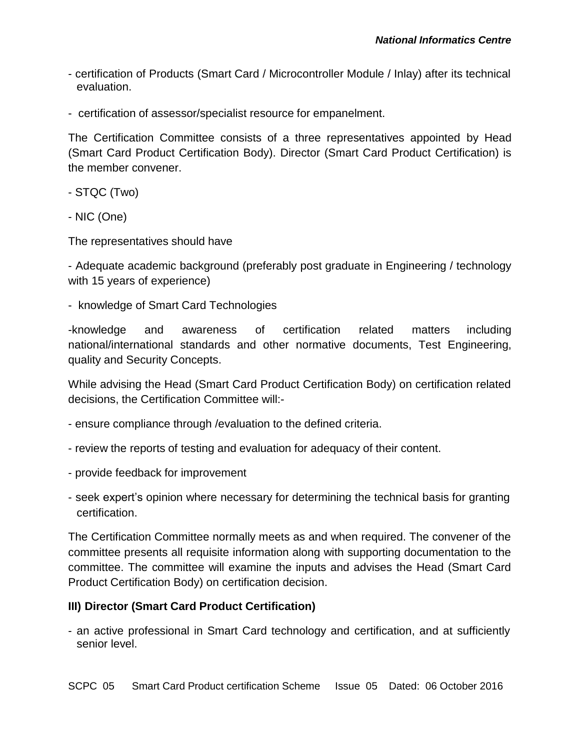- certification of Products (Smart Card / Microcontroller Module / Inlay) after its technical evaluation.

- certification of assessor/specialist resource for empanelment.

The Certification Committee consists of a three representatives appointed by Head (Smart Card Product Certification Body). Director (Smart Card Product Certification) is the member convener.

- STQC (Two)

- NIC (One)

The representatives should have

- Adequate academic background (preferably post graduate in Engineering / technology with 15 years of experience)

- knowledge of Smart Card Technologies

-knowledge and awareness of certification related matters including national/international standards and other normative documents, Test Engineering, quality and Security Concepts.

While advising the Head (Smart Card Product Certification Body) on certification related decisions, the Certification Committee will:-

- ensure compliance through /evaluation to the defined criteria.

- review the reports of testing and evaluation for adequacy of their content.

- provide feedback for improvement

- seek expert's opinion where necessary for determining the technical basis for granting certification.

The Certification Committee normally meets as and when required. The convener of the committee presents all requisite information along with supporting documentation to the committee. The committee will examine the inputs and advises the Head (Smart Card Product Certification Body) on certification decision.

**III) Director (Smart Card Product Certification)**

- an active professional in Smart Card technology and certification, and at sufficiently senior level.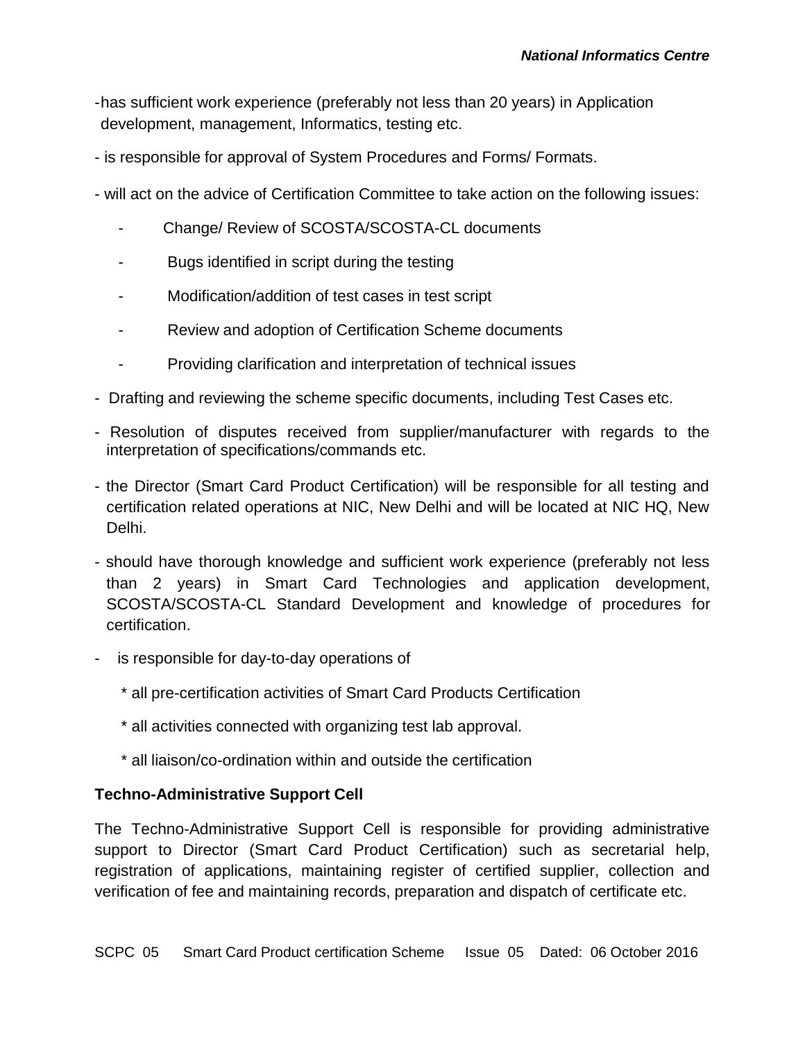- has sufficient work experience (preferably not less than 20 years) in Application development, management, Informatics, testing etc.

- is responsible for approval of System Procedures and Forms/ Formats.

- will act on the advice of Certification Committee to take action on the following issues:

    - Change/ Review of SCOSTA/SCOSTA-CL documents
    - Bugs identified in script during the testing
    - Modification/addition of test cases in test script
    - Review and adoption of Certification Scheme documents
    - Providing clarification and interpretation of technical issues

- Drafting and reviewing the scheme specific documents, including Test Cases etc.

- Resolution of disputes received from supplier/manufacturer with regards to the interpretation of specifications/commands etc.

- the Director (Smart Card Product Certification) will be responsible for all testing and certification related operations at NIC, New Delhi and will be located at NIC HQ, New Delhi.

- should have thorough knowledge and sufficient work experience (preferably not less than 2 years) in Smart Card Technologies and application development, SCOSTA/SCOSTA-CL Standard Development and knowledge of procedures for certification.

- is responsible for day-to-day operations of

    * all pre-certification activities of Smart Card Products Certification

    * all activities connected with organizing test lab approval.

    * all liaison/co-ordination within and outside the certification

**Techno-Administrative Support Cell**

The Techno-Administrative Support Cell is responsible for providing administrative support to Director (Smart Card Product Certification) such as secretarial help, registration of applications, maintaining register of certified supplier, collection and verification of fee and maintaining records, preparation and dispatch of certificate etc.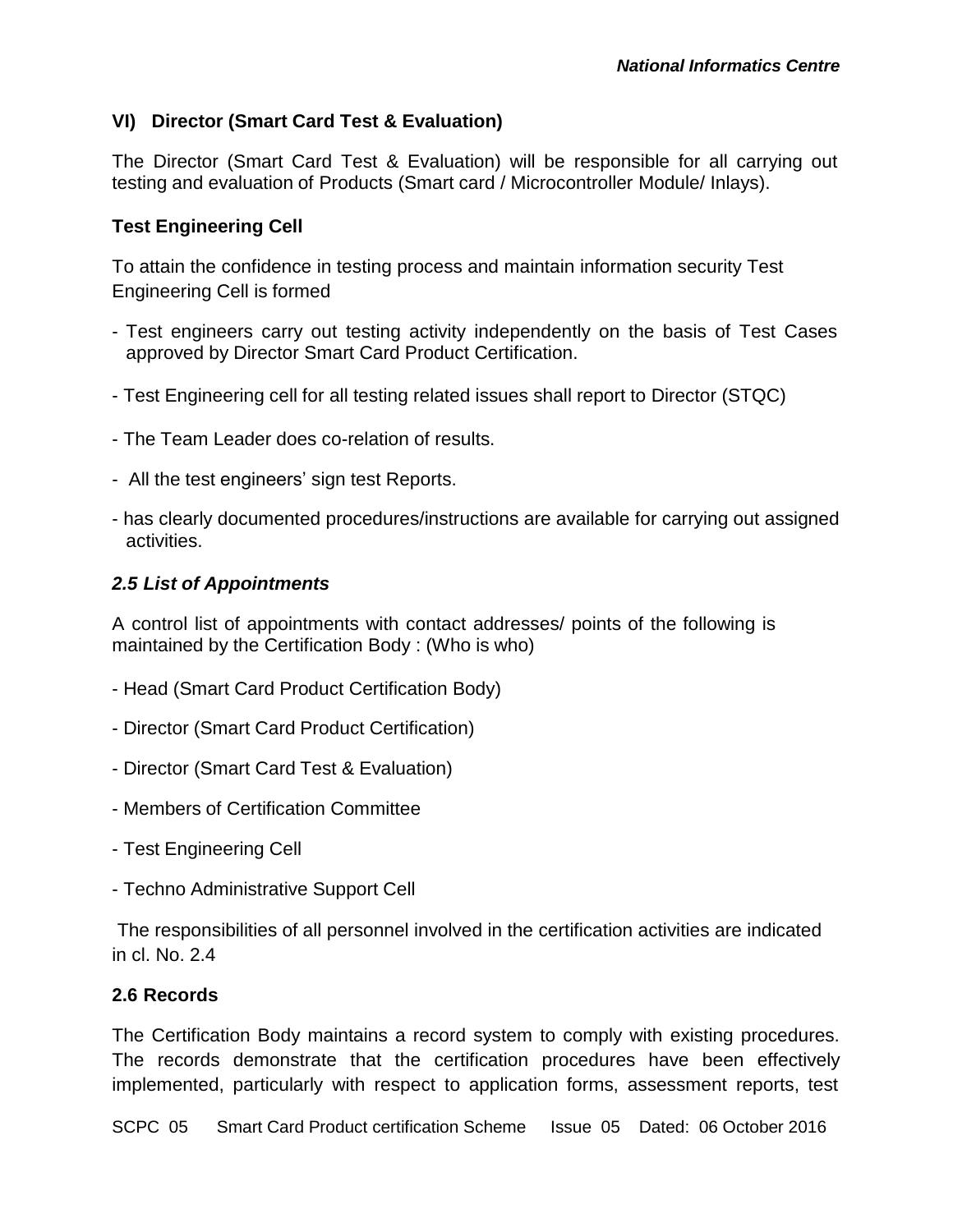### VI) Director (Smart Card Test & Evaluation)

The Director (Smart Card Test & Evaluation) will be responsible for all carrying out testing and evaluation of Products (Smart card / Microcontroller Module/ Inlays).

**Test Engineering Cell**

To attain the confidence in testing process and maintain information security Test Engineering Cell is formed

- Test engineers carry out testing activity independently on the basis of Test Cases approved by Director Smart Card Product Certification.
- Test Engineering cell for all testing related issues shall report to Director (STQC)
- The Team Leader does co-relation of results.
- All the test engineers' sign test Reports.
- has clearly documented procedures/instructions are available for carrying out assigned activities.

### *2.5 List of Appointments*

A control list of appointments with contact addresses/ points of the following is maintained by the Certification Body : (Who is who)

- Head (Smart Card Product Certification Body)
- Director (Smart Card Product Certification)
- Director (Smart Card Test & Evaluation)
- Members of Certification Committee
- Test Engineering Cell
- Techno Administrative Support Cell

The responsibilities of all personnel involved in the certification activities are indicated in cl. No. 2.4

### 2.6 Records

The Certification Body maintains a record system to comply with existing procedures. The records demonstrate that the certification procedures have been effectively implemented, particularly with respect to application forms, assessment reports, test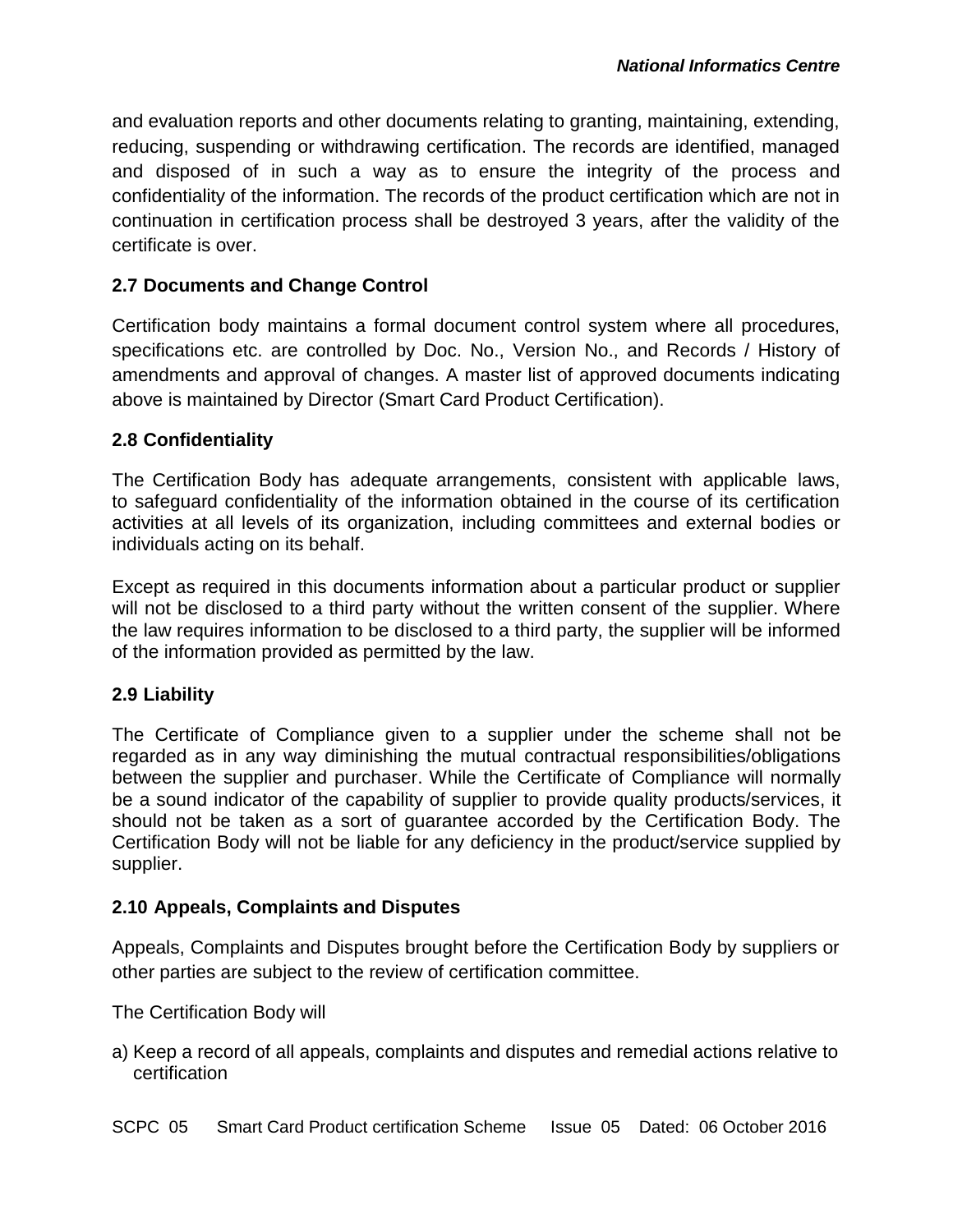and evaluation reports and other documents relating to granting, maintaining, extending, reducing, suspending or withdrawing certification. The records are identified, managed and disposed of in such a way as to ensure the integrity of the process and confidentiality of the information. The records of the product certification which are not in continuation in certification process shall be destroyed 3 years, after the validity of the certificate is over.

### 2.7 Documents and Change Control

Certification body maintains a formal document control system where all procedures, specifications etc. are controlled by Doc. No., Version No., and Records / History of amendments and approval of changes. A master list of approved documents indicating above is maintained by Director (Smart Card Product Certification).

### 2.8 Confidentiality

The Certification Body has adequate arrangements, consistent with applicable laws, to safeguard confidentiality of the information obtained in the course of its certification activities at all levels of its organization, including committees and external bodies or individuals acting on its behalf.

Except as required in this documents information about a particular product or supplier will not be disclosed to a third party without the written consent of the supplier. Where the law requires information to be disclosed to a third party, the supplier will be informed of the information provided as permitted by the law.

### 2.9 Liability

The Certificate of Compliance given to a supplier under the scheme shall not be regarded as in any way diminishing the mutual contractual responsibilities/obligations between the supplier and purchaser. While the Certificate of Compliance will normally be a sound indicator of the capability of supplier to provide quality products/services, it should not be taken as a sort of guarantee accorded by the Certification Body. The Certification Body will not be liable for any deficiency in the product/service supplied by supplier.

### 2.10 Appeals, Complaints and Disputes

Appeals, Complaints and Disputes brought before the Certification Body by suppliers or other parties are subject to the review of certification committee.

The Certification Body will

a) Keep a record of all appeals, complaints and disputes and remedial actions relative to certification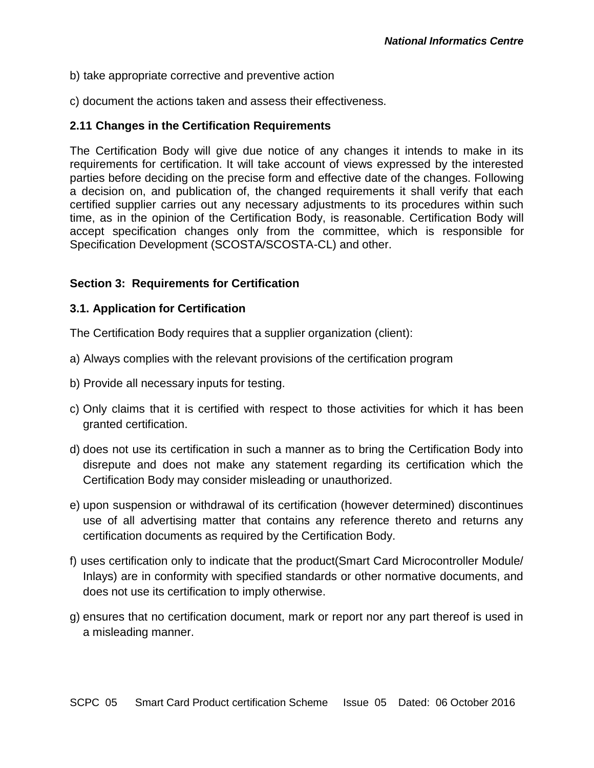b) take appropriate corrective and preventive action

c) document the actions taken and assess their effectiveness.

### 2.11 Changes in the Certification Requirements

The Certification Body will give due notice of any changes it intends to make in its requirements for certification. It will take account of views expressed by the interested parties before deciding on the precise form and effective date of the changes. Following a decision on, and publication of, the changed requirements it shall verify that each certified supplier carries out any necessary adjustments to its procedures within such time, as in the opinion of the Certification Body, is reasonable. Certification Body will accept specification changes only from the committee, which is responsible for Specification Development (SCOSTA/SCOSTA-CL) and other.

## Section 3: Requirements for Certification

### 3.1. Application for Certification

The Certification Body requires that a supplier organization (client):

a) Always complies with the relevant provisions of the certification program

b) Provide all necessary inputs for testing.

c) Only claims that it is certified with respect to those activities for which it has been granted certification.

d) does not use its certification in such a manner as to bring the Certification Body into disrepute and does not make any statement regarding its certification which the Certification Body may consider misleading or unauthorized.

e) upon suspension or withdrawal of its certification (however determined) discontinues use of all advertising matter that contains any reference thereto and returns any certification documents as required by the Certification Body.

f) uses certification only to indicate that the product(Smart Card Microcontroller Module/ Inlays) are in conformity with specified standards or other normative documents, and does not use its certification to imply otherwise.

g) ensures that no certification document, mark or report nor any part thereof is used in a misleading manner.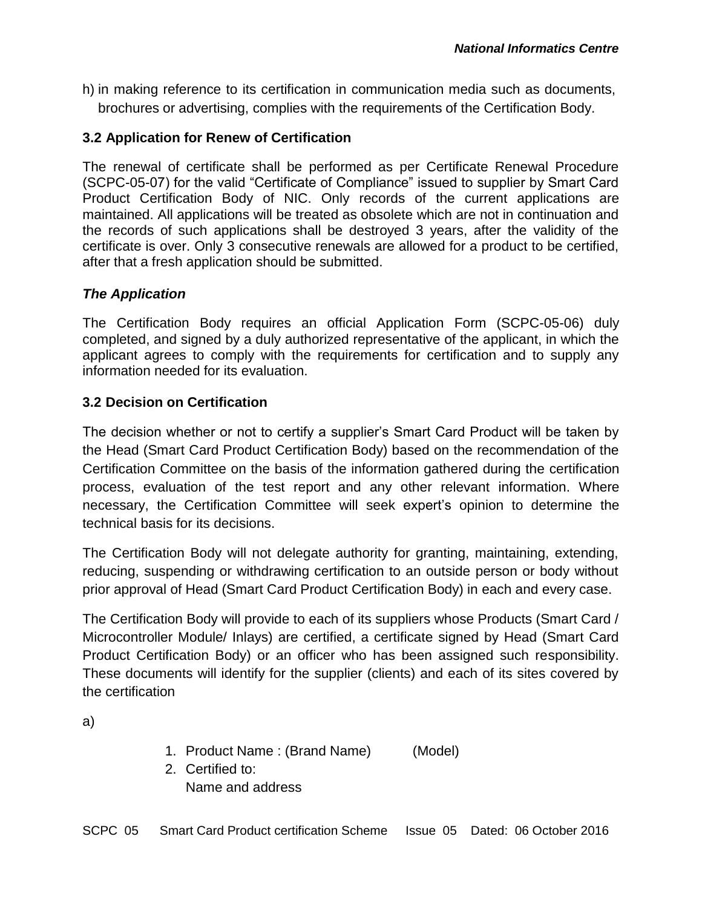h) in making reference to its certification in communication media such as documents, brochures or advertising, complies with the requirements of the Certification Body.

### 3.2 Application for Renew of Certification

The renewal of certificate shall be performed as per Certificate Renewal Procedure (SCPC-05-07) for the valid "Certificate of Compliance" issued to supplier by Smart Card Product Certification Body of NIC. Only records of the current applications are maintained. All applications will be treated as obsolete which are not in continuation and the records of such applications shall be destroyed 3 years, after the validity of the certificate is over. Only 3 consecutive renewals are allowed for a product to be certified, after that a fresh application should be submitted.

#### *The Application*

The Certification Body requires an official Application Form (SCPC-05-06) duly completed, and signed by a duly authorized representative of the applicant, in which the applicant agrees to comply with the requirements for certification and to supply any information needed for its evaluation.

### 3.2 Decision on Certification

The decision whether or not to certify a supplier's Smart Card Product will be taken by the Head (Smart Card Product Certification Body) based on the recommendation of the Certification Committee on the basis of the information gathered during the certification process, evaluation of the test report and any other relevant information. Where necessary, the Certification Committee will seek expert's opinion to determine the technical basis for its decisions.

The Certification Body will not delegate authority for granting, maintaining, extending, reducing, suspending or withdrawing certification to an outside person or body without prior approval of Head (Smart Card Product Certification Body) in each and every case.

The Certification Body will provide to each of its suppliers whose Products (Smart Card / Microcontroller Module/ Inlays) are certified, a certificate signed by Head (Smart Card Product Certification Body) or an officer who has been assigned such responsibility. These documents will identify for the supplier (clients) and each of its sites covered by the certification

a)

1. Product Name : (Brand Name) (Model)
2. Certified to:
   Name and address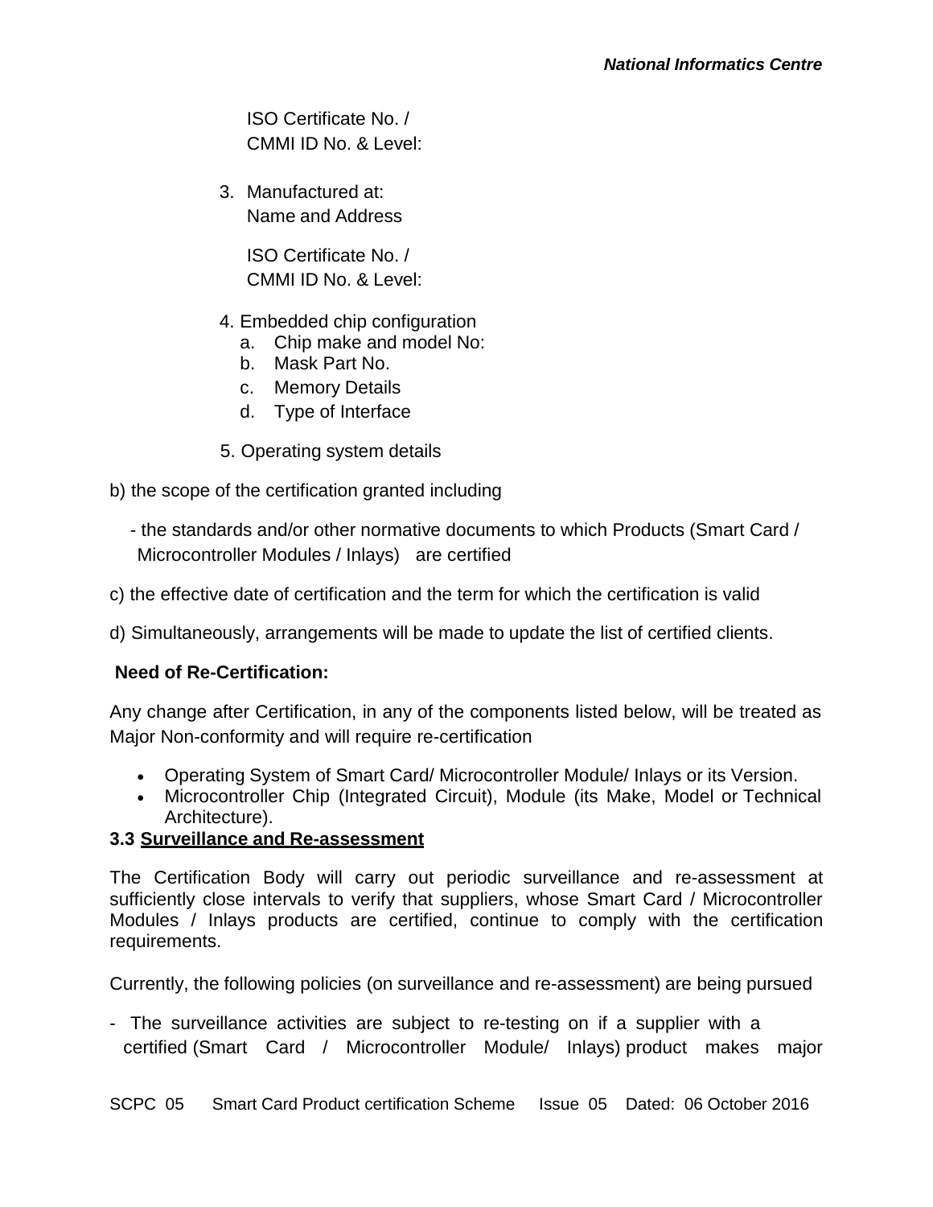ISO Certificate No. /
CMMI ID No. & Level:

3. Manufactured at:
   Name and Address

   ISO Certificate No. /
   CMMI ID No. & Level:

4. Embedded chip configuration
   a. Chip make and model No:
   b. Mask Part No.
   c. Memory Details
   d. Type of Interface

5. Operating system details

b) the scope of the certification granted including

- the standards and/or other normative documents to which Products (Smart Card / Microcontroller Modules / Inlays) are certified

c) the effective date of certification and the term for which the certification is valid

d) Simultaneously, arrangements will be made to update the list of certified clients.

**Need of Re-Certification:**

Any change after Certification, in any of the components listed below, will be treated as Major Non-conformity and will require re-certification

- Operating System of Smart Card/ Microcontroller Module/ Inlays or its Version.
- Microcontroller Chip (Integrated Circuit), Module (its Make, Model or Technical Architecture).

### 3.3 Surveillance and Re-assessment

The Certification Body will carry out periodic surveillance and re-assessment at sufficiently close intervals to verify that suppliers, whose Smart Card / Microcontroller Modules / Inlays products are certified, continue to comply with the certification requirements.

Currently, the following policies (on surveillance and re-assessment) are being pursued

- The surveillance activities are subject to re-testing on if a supplier with a certified (Smart Card / Microcontroller Module/ Inlays) product makes major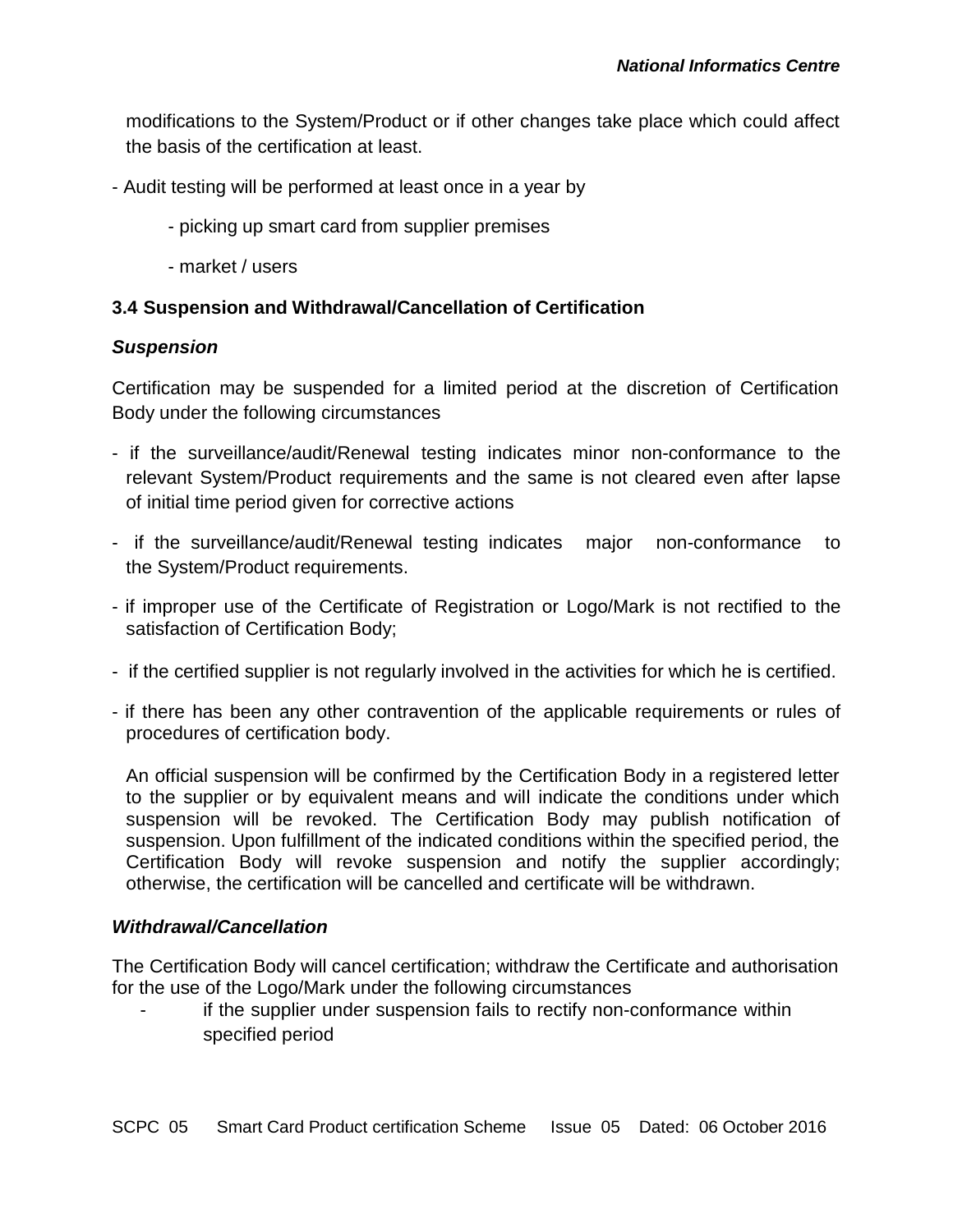modifications to the System/Product or if other changes take place which could affect the basis of the certification at least.

- Audit testing will be performed at least once in a year by

  - picking up smart card from supplier premises

  - market / users

### 3.4 Suspension and Withdrawal/Cancellation of Certification

***Suspension***

Certification may be suspended for a limited period at the discretion of Certification Body under the following circumstances

- if the surveillance/audit/Renewal testing indicates minor non-conformance to the relevant System/Product requirements and the same is not cleared even after lapse of initial time period given for corrective actions
- if the surveillance/audit/Renewal testing indicates major non-conformance to the System/Product requirements.
- if improper use of the Certificate of Registration or Logo/Mark is not rectified to the satisfaction of Certification Body;
- if the certified supplier is not regularly involved in the activities for which he is certified.
- if there has been any other contravention of the applicable requirements or rules of procedures of certification body.

  An official suspension will be confirmed by the Certification Body in a registered letter to the supplier or by equivalent means and will indicate the conditions under which suspension will be revoked. The Certification Body may publish notification of suspension. Upon fulfillment of the indicated conditions within the specified period, the Certification Body will revoke suspension and notify the supplier accordingly; otherwise, the certification will be cancelled and certificate will be withdrawn.

***Withdrawal/Cancellation***

The Certification Body will cancel certification; withdraw the Certificate and authorisation for the use of the Logo/Mark under the following circumstances

- if the supplier under suspension fails to rectify non-conformance within specified period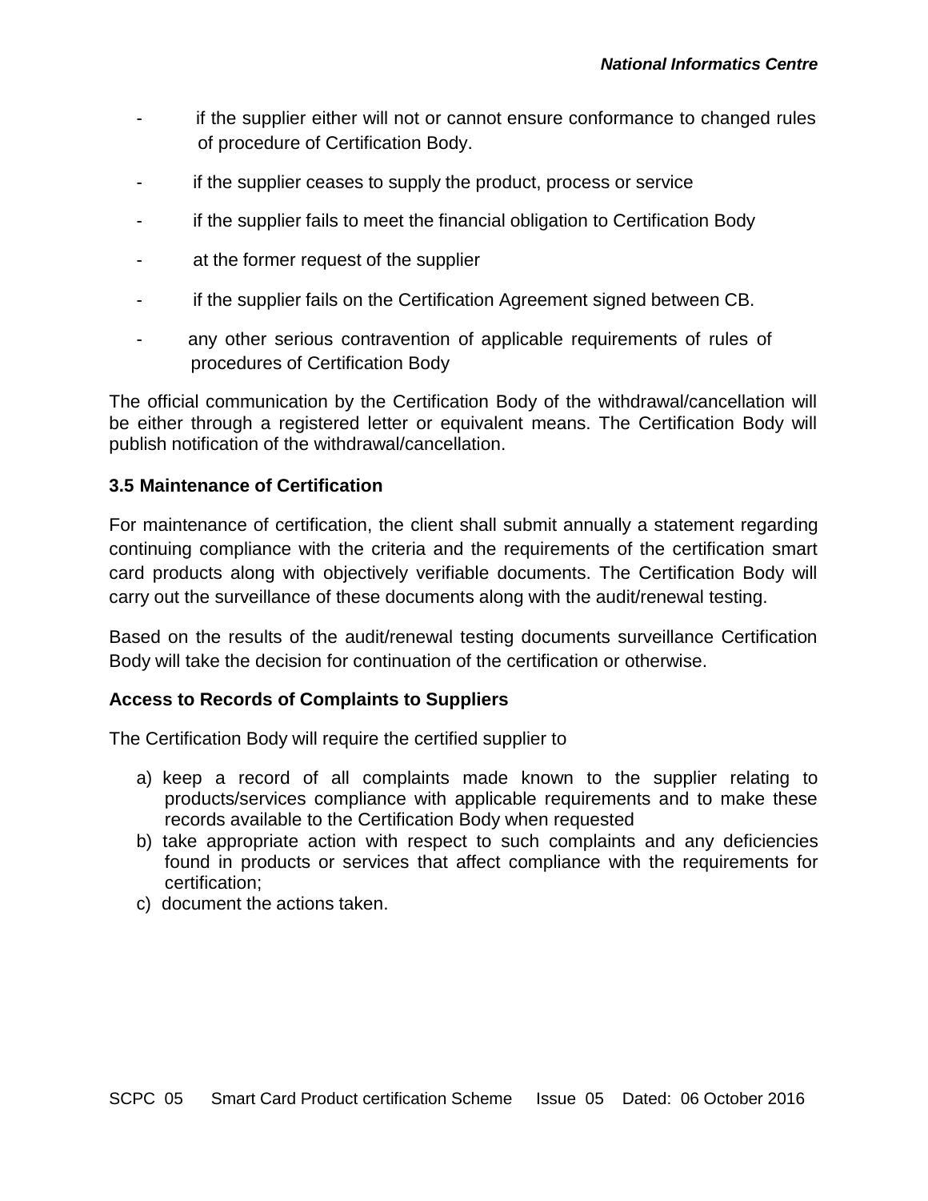- if the supplier either will not or cannot ensure conformance to changed rules of procedure of Certification Body.
- if the supplier ceases to supply the product, process or service
- if the supplier fails to meet the financial obligation to Certification Body
- at the former request of the supplier
- if the supplier fails on the Certification Agreement signed between CB.
- any other serious contravention of applicable requirements of rules of procedures of Certification Body

The official communication by the Certification Body of the withdrawal/cancellation will be either through a registered letter or equivalent means. The Certification Body will publish notification of the withdrawal/cancellation.

**3.5 Maintenance of Certification**

For maintenance of certification, the client shall submit annually a statement regarding continuing compliance with the criteria and the requirements of the certification smart card products along with objectively verifiable documents. The Certification Body will carry out the surveillance of these documents along with the audit/renewal testing.

Based on the results of the audit/renewal testing documents surveillance Certification Body will take the decision for continuation of the certification or otherwise.

**Access to Records of Complaints to Suppliers**

The Certification Body will require the certified supplier to

a) keep a record of all complaints made known to the supplier relating to products/services compliance with applicable requirements and to make these records available to the Certification Body when requested
b) take appropriate action with respect to such complaints and any deficiencies found in products or services that affect compliance with the requirements for certification;
c) document the actions taken.